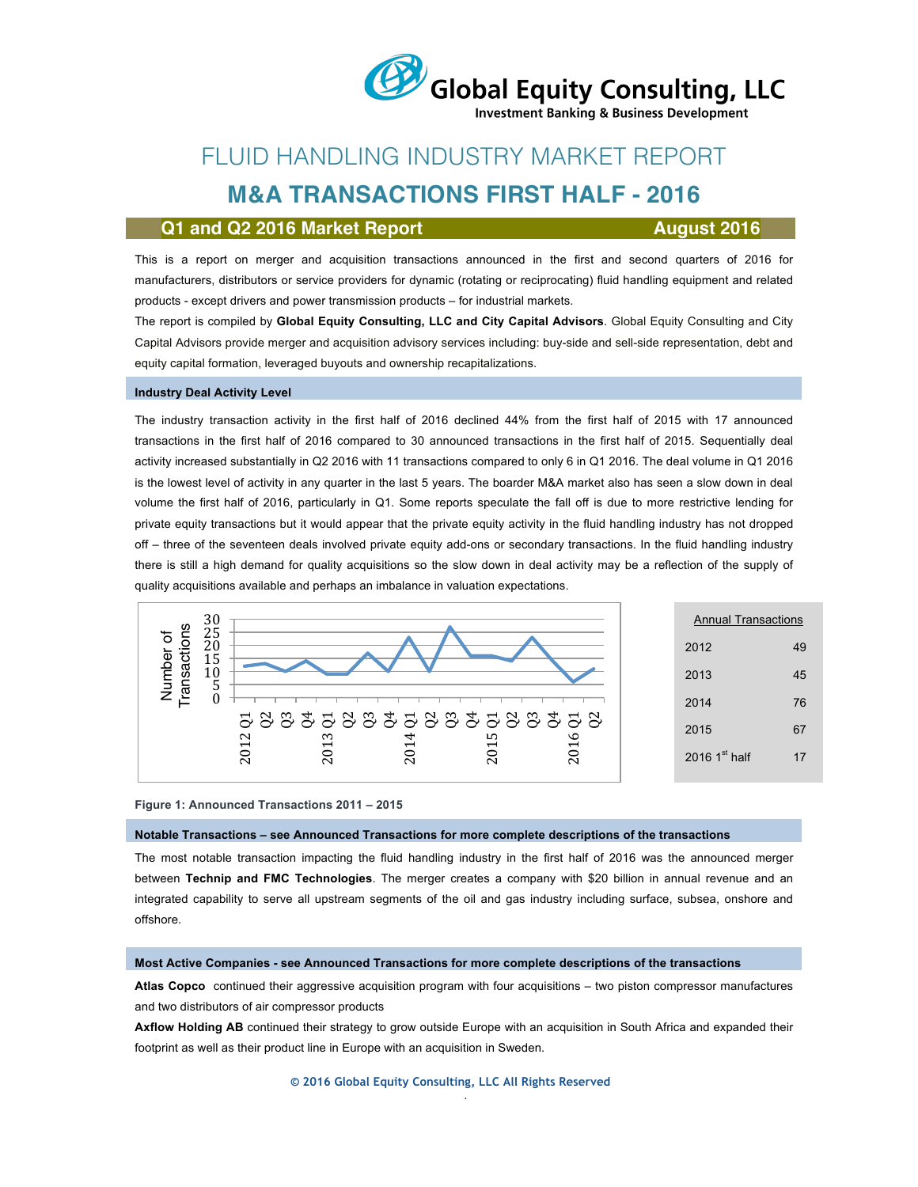Global Equity Consulting, LLC
Investment Banking & Business Development

# FLUID HANDLING INDUSTRY MARKET REPORT

## M&A TRANSACTIONS FIRST HALF - 2016

**Q1 and Q2 2016 Market Report** **August 2016**

This is a report on merger and acquisition transactions announced in the first and second quarters of 2016 for manufacturers, distributors or service providers for dynamic (rotating or reciprocating) fluid handling equipment and related products - except drivers and power transmission products – for industrial markets.

The report is compiled by **Global Equity Consulting, LLC and City Capital Advisors**. Global Equity Consulting and City Capital Advisors provide merger and acquisition advisory services including: buy-side and sell-side representation, debt and equity capital formation, leveraged buyouts and ownership recapitalizations.

### Industry Deal Activity Level

The industry transaction activity in the first half of 2016 declined 44% from the first half of 2015 with 17 announced transactions in the first half of 2016 compared to 30 announced transactions in the first half of 2015. Sequentially deal activity increased substantially in Q2 2016 with 11 transactions compared to only 6 in Q1 2016. The deal volume in Q1 2016 is the lowest level of activity in any quarter in the last 5 years. The boarder M&A market also has seen a slow down in deal volume the first half of 2016, particularly in Q1. Some reports speculate the fall off is due to more restrictive lending for private equity transactions but it would appear that the private equity activity in the fluid handling industry has not dropped off – three of the seventeen deals involved private equity add-ons or secondary transactions. In the fluid handling industry there is still a high demand for quality acquisitions so the slow down in deal activity may be a reflection of the supply of quality acquisitions available and perhaps an imbalance in valuation expectations.

| Annual Transactions | |
|---|---|
| 2012 | 49 |
| 2013 | 45 |
| 2014 | 76 |
| 2015 | 67 |
| 2016 1st half | 17 |

**Figure 1: Announced Transactions 2011 – 2015**

### Notable Transactions – see Announced Transactions for more complete descriptions of the transactions

The most notable transaction impacting the fluid handling industry in the first half of 2016 was the announced merger between **Technip and FMC Technologies**. The merger creates a company with $20 billion in annual revenue and an integrated capability to serve all upstream segments of the oil and gas industry including surface, subsea, onshore and offshore.

### Most Active Companies - see Announced Transactions for more complete descriptions of the transactions

**Atlas Copco** continued their aggressive acquisition program with four acquisitions – two piston compressor manufactures and two distributors of air compressor products

**Axflow Holding AB** continued their strategy to grow outside Europe with an acquisition in South Africa and expanded their footprint as well as their product line in Europe with an acquisition in Sweden.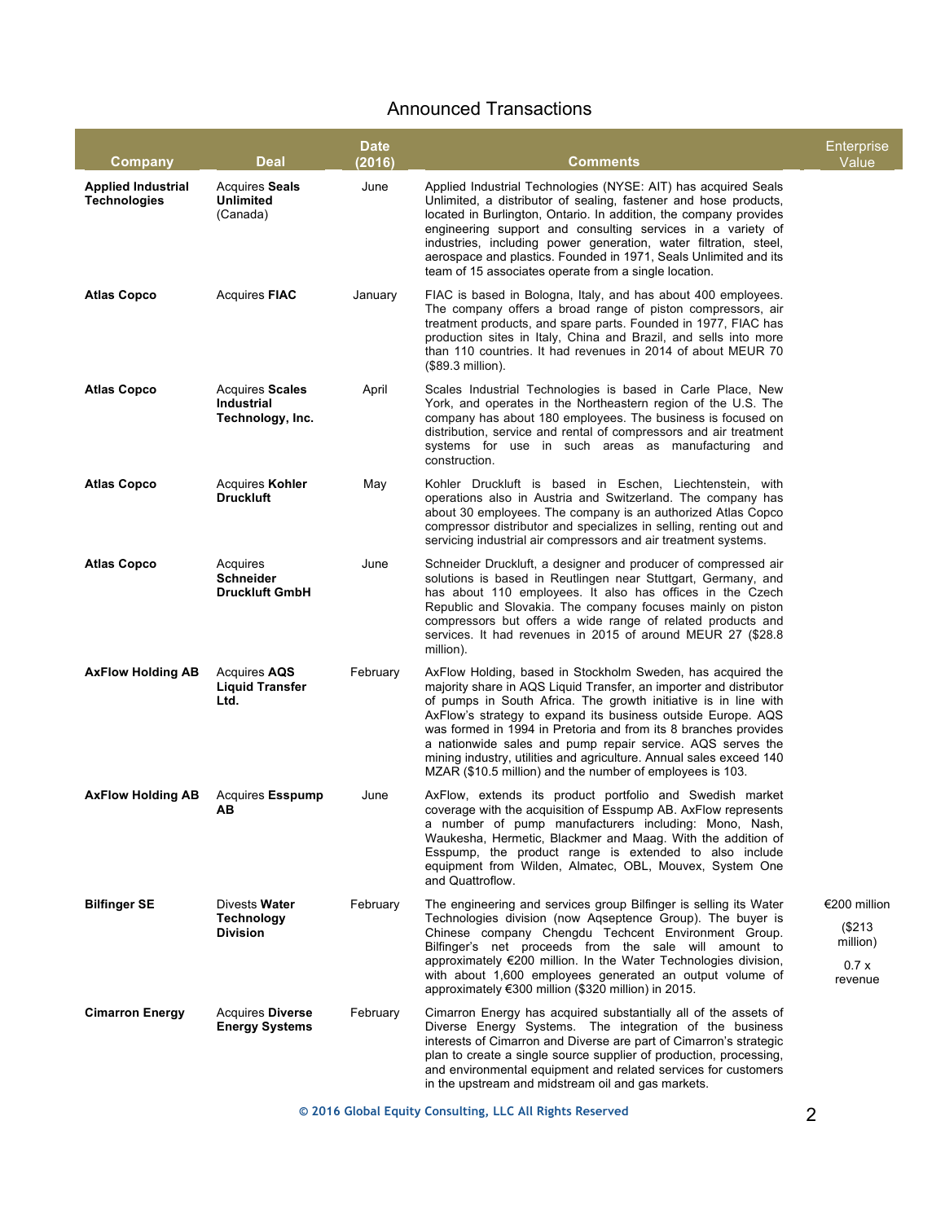## Announced Transactions

| Company | Deal | Date (2016) | Comments | Enterprise Value |
|---|---|---|---|---|
| **Applied Industrial Technologies** | Acquires **Seals Unlimited** (Canada) | June | Applied Industrial Technologies (NYSE: AIT) has acquired Seals Unlimited, a distributor of sealing, fastener and hose products, located in Burlington, Ontario. In addition, the company provides engineering support and consulting services in a variety of industries, including power generation, water filtration, steel, aerospace and plastics. Founded in 1971, Seals Unlimited and its team of 15 associates operate from a single location. | |
| **Atlas Copco** | Acquires **FIAC** | January | FIAC is based in Bologna, Italy, and has about 400 employees. The company offers a broad range of piston compressors, air treatment products, and spare parts. Founded in 1977, FIAC has production sites in Italy, China and Brazil, and sells into more than 110 countries. It had revenues in 2014 of about MEUR 70 ($89.3 million). | |
| **Atlas Copco** | Acquires **Scales Industrial Technology, Inc.** | April | Scales Industrial Technologies is based in Carle Place, New York, and operates in the Northeastern region of the U.S. The company has about 180 employees. The business is focused on distribution, service and rental of compressors and air treatment systems for use in such areas as manufacturing and construction. | |
| **Atlas Copco** | Acquires **Kohler Druckluft** | May | Kohler Druckluft is based in Eschen, Liechtenstein, with operations also in Austria and Switzerland. The company has about 30 employees. The company is an authorized Atlas Copco compressor distributor and specializes in selling, renting out and servicing industrial air compressors and air treatment systems. | |
| **Atlas Copco** | Acquires **Schneider Druckluft GmbH** | June | Schneider Druckluft, a designer and producer of compressed air solutions is based in Reutlingen near Stuttgart, Germany, and has about 110 employees. It also has offices in the Czech Republic and Slovakia. The company focuses mainly on piston compressors but offers a wide range of related products and services. It had revenues in 2015 of around MEUR 27 ($28.8 million). | |
| **AxFlow Holding AB** | Acquires **AQS Liquid Transfer Ltd.** | February | AxFlow Holding, based in Stockholm Sweden, has acquired the majority share in AQS Liquid Transfer, an importer and distributor of pumps in South Africa. The growth initiative is in line with AxFlow's strategy to expand its business outside Europe. AQS was formed in 1994 in Pretoria and from its 8 branches provides a nationwide sales and pump repair service. AQS serves the mining industry, utilities and agriculture. Annual sales exceed 140 MZAR ($10.5 million) and the number of employees is 103. | |
| **AxFlow Holding AB** | Acquires **Esspump AB** | June | AxFlow, extends its product portfolio and Swedish market coverage with the acquisition of Esspump AB. AxFlow represents a number of pump manufacturers including: Mono, Nash, Waukesha, Hermetic, Blackmer and Maag. With the addition of Esspump, the product range is extended to also include equipment from Wilden, Almatec, OBL, Mouvex, System One and Quattroflow. | |
| **Bilfinger SE** | Divests **Water Technology Division** | February | The engineering and services group Bilfinger is selling its Water Technologies division (now Aqseptence Group). The buyer is Chinese company Chengdu Techcent Environment Group. Bilfinger's net proceeds from the sale will amount to approximately €200 million. In the Water Technologies division, with about 1,600 employees generated an output volume of approximately €300 million ($320 million) in 2015. | €200 million ($213 million) 0.7 x revenue |
| **Cimarron Energy** | Acquires **Diverse Energy Systems** | February | Cimarron Energy has acquired substantially all of the assets of Diverse Energy Systems. The integration of the business interests of Cimarron and Diverse are part of Cimarron's strategic plan to create a single source supplier of production, processing, and environmental equipment and related services for customers in the upstream and midstream oil and gas markets. | |

© 2016 Global Equity Consulting, LLC All Rights Reserved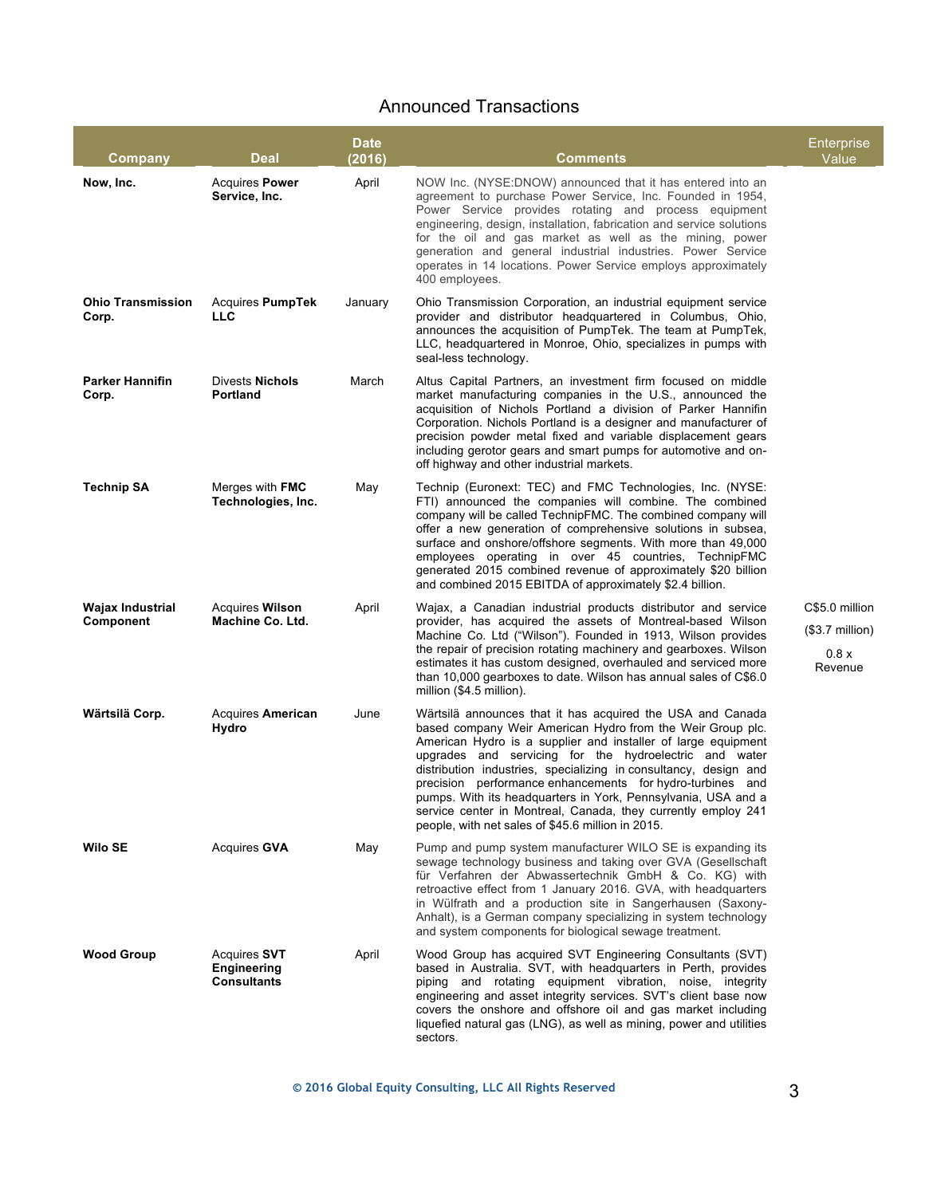## Announced Transactions

| Company | Deal | Date (2016) | Comments | Enterprise Value |
|---|---|---|---|---|
| **Now, Inc.** | Acquires **Power Service, Inc.** | April | NOW Inc. (NYSE:DNOW) announced that it has entered into an agreement to purchase Power Service, Inc. Founded in 1954, Power Service provides rotating and process equipment engineering, design, installation, fabrication and service solutions for the oil and gas market as well as the mining, power generation and general industrial industries. Power Service operates in 14 locations. Power Service employs approximately 400 employees. | |
| **Ohio Transmission Corp.** | Acquires **PumpTek LLC** | January | Ohio Transmission Corporation, an industrial equipment service provider and distributor headquartered in Columbus, Ohio, announces the acquisition of PumpTek. The team at PumpTek, LLC, headquartered in Monroe, Ohio, specializes in pumps with seal-less technology. | |
| **Parker Hannifin Corp.** | Divests **Nichols Portland** | March | Altus Capital Partners, an investment firm focused on middle market manufacturing companies in the U.S., announced the acquisition of Nichols Portland a division of Parker Hannifin Corporation. Nichols Portland is a designer and manufacturer of precision powder metal fixed and variable displacement gears including gerotor gears and smart pumps for automotive and on-off highway and other industrial markets. | |
| **Technip SA** | Merges with **FMC Technologies, Inc.** | May | Technip (Euronext: TEC) and FMC Technologies, Inc. (NYSE: FTI) announced the companies will combine. The combined company will be called TechnipFMC. The combined company will offer a new generation of comprehensive solutions in subsea, surface and onshore/offshore segments. With more than 49,000 employees operating in over 45 countries, TechnipFMC generated 2015 combined revenue of approximately $20 billion and combined 2015 EBITDA of approximately $2.4 billion. | |
| **Wajax Industrial Component** | Acquires **Wilson Machine Co. Ltd.** | April | Wajax, a Canadian industrial products distributor and service provider, has acquired the assets of Montreal-based Wilson Machine Co. Ltd ("Wilson"). Founded in 1913, Wilson provides the repair of precision rotating machinery and gearboxes. Wilson estimates it has custom designed, overhauled and serviced more than 10,000 gearboxes to date. Wilson has annual sales of C$6.0 million ($4.5 million). | C$5.0 million<br>($3.7 million)<br>0.8 x Revenue |
| **Wärtsilä Corp.** | Acquires **American Hydro** | June | Wärtsilä announces that it has acquired the USA and Canada based company Weir American Hydro from the Weir Group plc. American Hydro is a supplier and installer of large equipment upgrades and servicing for the hydroelectric and water distribution industries, specializing in consultancy, design and precision performance enhancements for hydro-turbines and pumps. With its headquarters in York, Pennsylvania, USA and a service center in Montreal, Canada, they currently employ 241 people, with net sales of $45.6 million in 2015. | |
| **Wilo SE** | Acquires **GVA** | May | Pump and pump system manufacturer WILO SE is expanding its sewage technology business and taking over GVA (Gesellschaft für Verfahren der Abwassertechnik GmbH & Co. KG) with retroactive effect from 1 January 2016. GVA, with headquarters in Wülfrath and a production site in Sangerhausen (Saxony-Anhalt), is a German company specializing in system technology and system components for biological sewage treatment. | |
| **Wood Group** | Acquires **SVT Engineering Consultants** | April | Wood Group has acquired SVT Engineering Consultants (SVT) based in Australia. SVT, with headquarters in Perth, provides piping and rotating equipment vibration, noise, integrity engineering and asset integrity services. SVT's client base now covers the onshore and offshore oil and gas market including liquefied natural gas (LNG), as well as mining, power and utilities sectors. | |

© 2016 Global Equity Consulting, LLC All Rights Reserved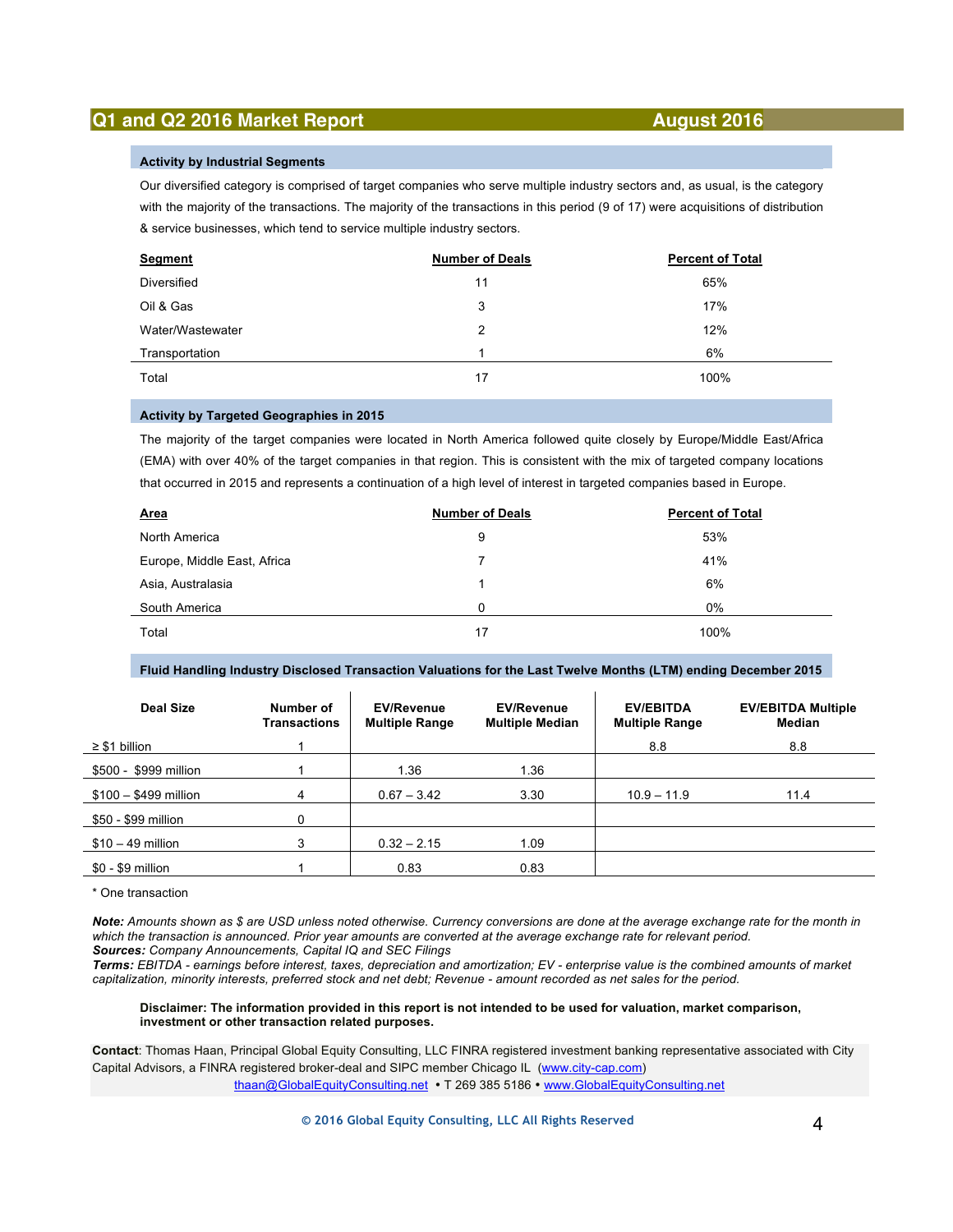## Activity by Industrial Segments

Our diversified category is comprised of target companies who serve multiple industry sectors and, as usual, is the category with the majority of the transactions. The majority of the transactions in this period (9 of 17) were acquisitions of distribution & service businesses, which tend to service multiple industry sectors.

| Segment | Number of Deals | Percent of Total |
|---|---|---|
| Diversified | 11 | 65% |
| Oil & Gas | 3 | 17% |
| Water/Wastewater | 2 | 12% |
| Transportation | 1 | 6% |
| Total | 17 | 100% |

## Activity by Targeted Geographies in 2015

The majority of the target companies were located in North America followed quite closely by Europe/Middle East/Africa (EMA) with over 40% of the target companies in that region. This is consistent with the mix of targeted company locations that occurred in 2015 and represents a continuation of a high level of interest in targeted companies based in Europe.

| Area | Number of Deals | Percent of Total |
|---|---|---|
| North America | 9 | 53% |
| Europe, Middle East, Africa | 7 | 41% |
| Asia, Australasia | 1 | 6% |
| South America | 0 | 0% |
| Total | 17 | 100% |

## Fluid Handling Industry Disclosed Transaction Valuations for the Last Twelve Months (LTM) ending December 2015

| Deal Size | Number of Transactions | EV/Revenue Multiple Range | EV/Revenue Multiple Median | EV/EBITDA Multiple Range | EV/EBITDA Multiple Median |
|---|---|---|---|---|---|
| ≥ $1 billion | 1 | | | 8.8 | 8.8 |
| $500 - $999 million | 1 | 1.36 | 1.36 | | |
| $100 – $499 million | 4 | 0.67 – 3.42 | 3.30 | 10.9 – 11.9 | 11.4 |
| $50 - $99 million | 0 | | | | |
| $10 – 49 million | 3 | 0.32 – 2.15 | 1.09 | | |
| $0 - $9 million | 1 | 0.83 | 0.83 | | |

\* One transaction

***Note:*** *Amounts shown as $ are USD unless noted otherwise. Currency conversions are done at the average exchange rate for the month in which the transaction is announced. Prior year amounts are converted at the average exchange rate for relevant period.*
***Sources:*** *Company Announcements, Capital IQ and SEC Filings*
***Terms:*** *EBITDA - earnings before interest, taxes, depreciation and amortization; EV - enterprise value is the combined amounts of market capitalization, minority interests, preferred stock and net debt; Revenue - amount recorded as net sales for the period.*

**Disclaimer: The information provided in this report is not intended to be used for valuation, market comparison, investment or other transaction related purposes.**

**Contact**: Thomas Haan, Principal Global Equity Consulting, LLC FINRA registered investment banking representative associated with City Capital Advisors, a FINRA registered broker-deal and SIPC member Chicago IL (www.city-cap.com)
thaan@GlobalEquityConsulting.net • T 269 385 5186 • www.GlobalEquityConsulting.net

© 2016 Global Equity Consulting, LLC All Rights Reserved